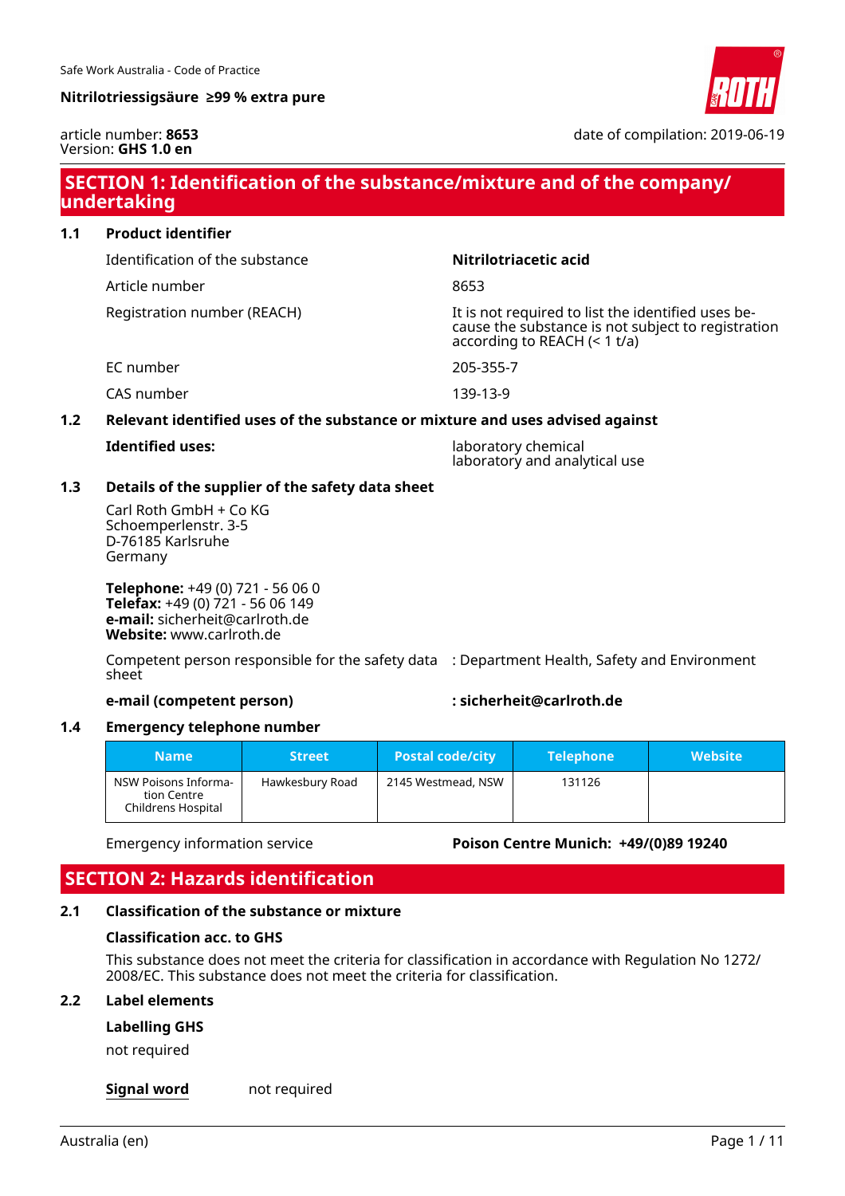Nitrilotriessigsäure ≥99 % extra pure

article number: **8653**
Version: **GHS 1.0 en**

date of compilation: 2019-06-19

## SECTION 1: Identification of the substance/mixture and of the company/ undertaking

### 1.1 Product identifier

| | |
|---|---|
| Identification of the substance | **Nitrilotriacetic acid** |
| Article number | 8653 |
| Registration number (REACH) | It is not required to list the identified uses because the substance is not subject to registration according to REACH (< 1 t/a) |
| EC number | 205-355-7 |
| CAS number | 139-13-9 |

### 1.2 Relevant identified uses of the substance or mixture and uses advised against

**Identified uses:** laboratory chemical
laboratory and analytical use

### 1.3 Details of the supplier of the safety data sheet

Carl Roth GmbH + Co KG
Schoemperlenstr. 3-5
D-76185 Karlsruhe
Germany

**Telephone:** +49 (0) 721 - 56 06 0
**Telefax:** +49 (0) 721 - 56 06 149
**e-mail:** sicherheit@carlroth.de
**Website:** www.carlroth.de

Competent person responsible for the safety data sheet : Department Health, Safety and Environment

**e-mail (competent person)** **: sicherheit@carlroth.de**

### 1.4 Emergency telephone number

| Name | Street | Postal code/city | Telephone | Website |
|---|---|---|---|---|
| NSW Poisons Information Centre Childrens Hospital | Hawkesbury Road | 2145 Westmead, NSW | 131126 | |

Emergency information service **Poison Centre Munich: +49/(0)89 19240**

## SECTION 2: Hazards identification

### 2.1 Classification of the substance or mixture

**Classification acc. to GHS**

This substance does not meet the criteria for classification in accordance with Regulation No 1272/2008/EC. This substance does not meet the criteria for classification.

### 2.2 Label elements

**Labelling GHS**

not required

**Signal word** not required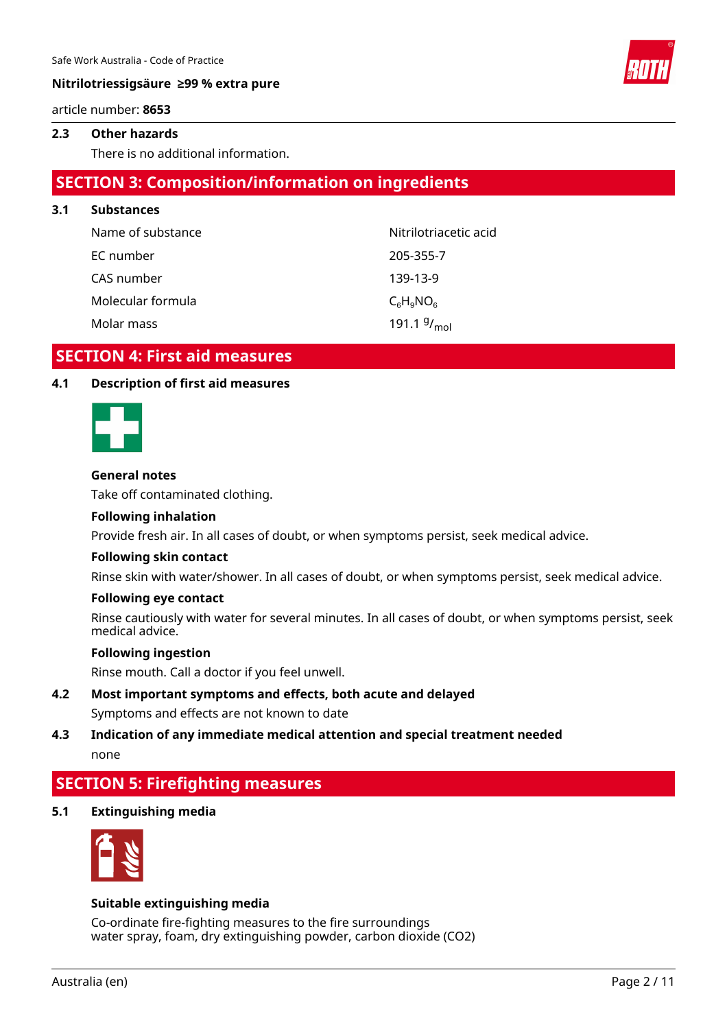### 2.3 Other hazards

There is no additional information.

## SECTION 3: Composition/information on ingredients

### 3.1 Substances

| | |
|---|---|
| Name of substance | Nitrilotriacetic acid |
| EC number | 205-355-7 |
| CAS number | 139-13-9 |
| Molecular formula | $C_6H_9NO_6$ |
| Molar mass | 191.1 $^{g}/_{mol}$ |

## SECTION 4: First aid measures

### 4.1 Description of first aid measures

**General notes**

Take off contaminated clothing.

**Following inhalation**

Provide fresh air. In all cases of doubt, or when symptoms persist, seek medical advice.

**Following skin contact**

Rinse skin with water/shower. In all cases of doubt, or when symptoms persist, seek medical advice.

**Following eye contact**

Rinse cautiously with water for several minutes. In all cases of doubt, or when symptoms persist, seek medical advice.

**Following ingestion**

Rinse mouth. Call a doctor if you feel unwell.

### 4.2 Most important symptoms and effects, both acute and delayed

Symptoms and effects are not known to date

### 4.3 Indication of any immediate medical attention and special treatment needed

none

## SECTION 5: Firefighting measures

### 5.1 Extinguishing media

**Suitable extinguishing media**

Co-ordinate fire-fighting measures to the fire surroundings
water spray, foam, dry extinguishing powder, carbon dioxide (CO2)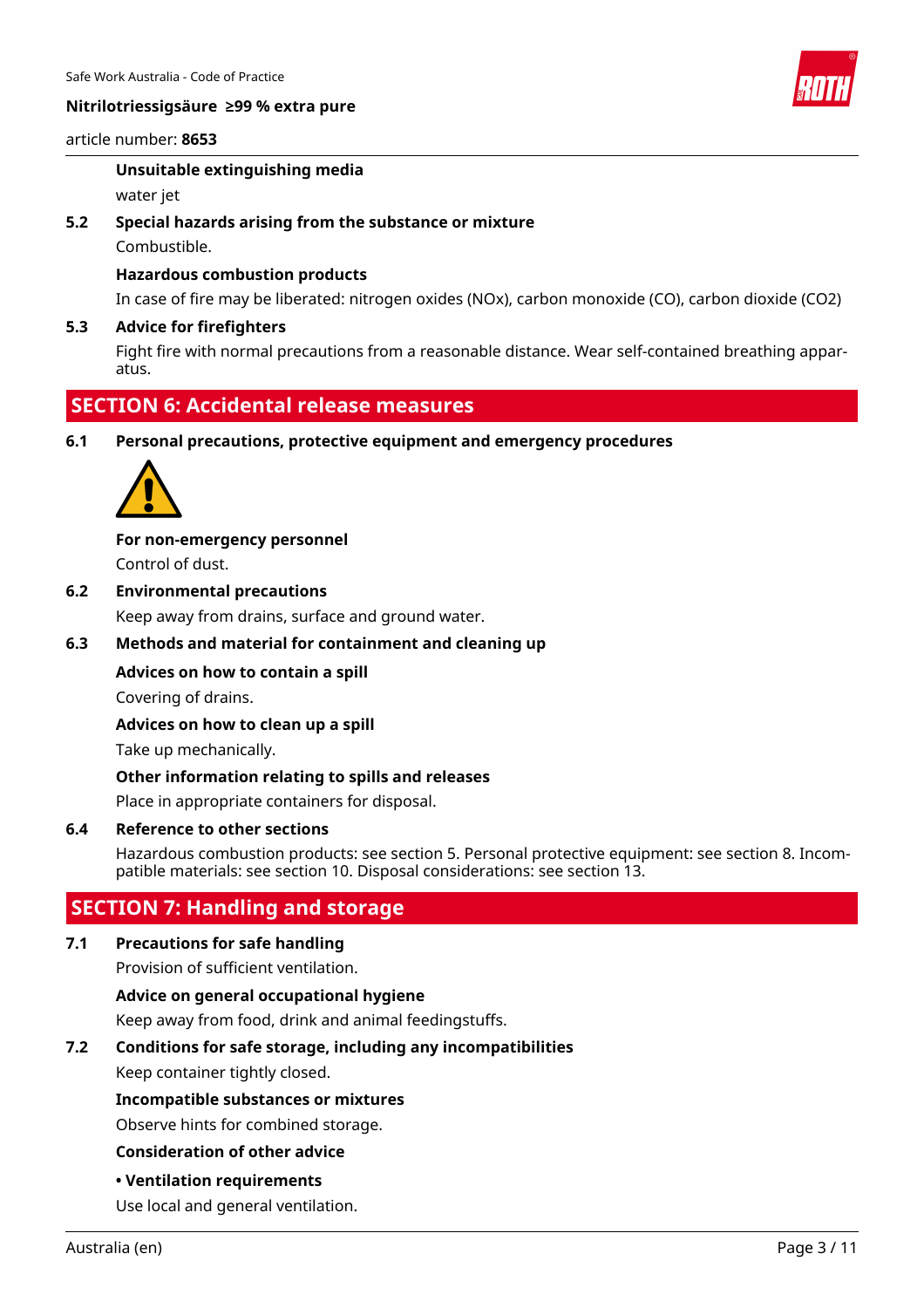**Unsuitable extinguishing media**

water jet

**5.2 Special hazards arising from the substance or mixture**

Combustible.

**Hazardous combustion products**

In case of fire may be liberated: nitrogen oxides (NOx), carbon monoxide (CO), carbon dioxide (CO2)

**5.3 Advice for firefighters**

Fight fire with normal precautions from a reasonable distance. Wear self-contained breathing apparatus.

## SECTION 6: Accidental release measures

**6.1 Personal precautions, protective equipment and emergency procedures**

**For non-emergency personnel**

Control of dust.

**6.2 Environmental precautions**

Keep away from drains, surface and ground water.

**6.3 Methods and material for containment and cleaning up**

**Advices on how to contain a spill**

Covering of drains.

**Advices on how to clean up a spill**

Take up mechanically.

**Other information relating to spills and releases**

Place in appropriate containers for disposal.

**6.4 Reference to other sections**

Hazardous combustion products: see section 5. Personal protective equipment: see section 8. Incompatible materials: see section 10. Disposal considerations: see section 13.

## SECTION 7: Handling and storage

**7.1 Precautions for safe handling**

Provision of sufficient ventilation.

**Advice on general occupational hygiene**

Keep away from food, drink and animal feedingstuffs.

**7.2 Conditions for safe storage, including any incompatibilities**

Keep container tightly closed.

**Incompatible substances or mixtures**

Observe hints for combined storage.

**Consideration of other advice**

**• Ventilation requirements**

Use local and general ventilation.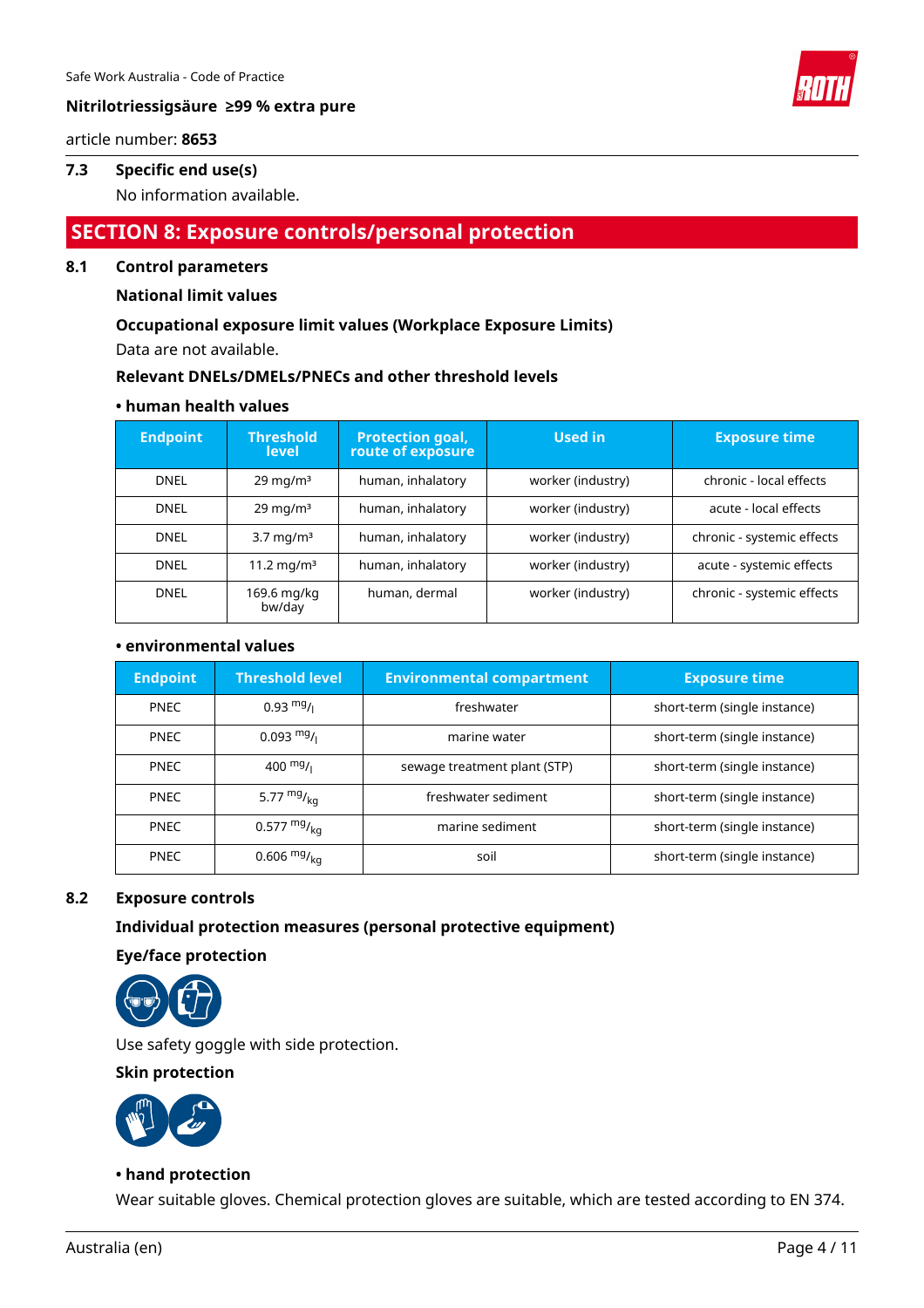### 7.3 Specific end use(s)

No information available.

## SECTION 8: Exposure controls/personal protection

### 8.1 Control parameters

**National limit values**

**Occupational exposure limit values (Workplace Exposure Limits)**

Data are not available.

**Relevant DNELs/DMELs/PNECs and other threshold levels**

**• human health values**

| Endpoint | Threshold level | Protection goal, route of exposure | Used in | Exposure time |
|---|---|---|---|---|
| DNEL | 29 mg/m³ | human, inhalatory | worker (industry) | chronic - local effects |
| DNEL | 29 mg/m³ | human, inhalatory | worker (industry) | acute - local effects |
| DNEL | 3.7 mg/m³ | human, inhalatory | worker (industry) | chronic - systemic effects |
| DNEL | 11.2 mg/m³ | human, inhalatory | worker (industry) | acute - systemic effects |
| DNEL | 169.6 mg/kg bw/day | human, dermal | worker (industry) | chronic - systemic effects |

**• environmental values**

| Endpoint | Threshold level | Environmental compartment | Exposure time |
|---|---|---|---|
| PNEC | 0.93 mg/l | freshwater | short-term (single instance) |
| PNEC | 0.093 mg/l | marine water | short-term (single instance) |
| PNEC | 400 mg/l | sewage treatment plant (STP) | short-term (single instance) |
| PNEC | 5.77 mg/kg | freshwater sediment | short-term (single instance) |
| PNEC | 0.577 mg/kg | marine sediment | short-term (single instance) |
| PNEC | 0.606 mg/kg | soil | short-term (single instance) |

### 8.2 Exposure controls

**Individual protection measures (personal protective equipment)**

**Eye/face protection**

Use safety goggle with side protection.

**Skin protection**

**• hand protection**

Wear suitable gloves. Chemical protection gloves are suitable, which are tested according to EN 374.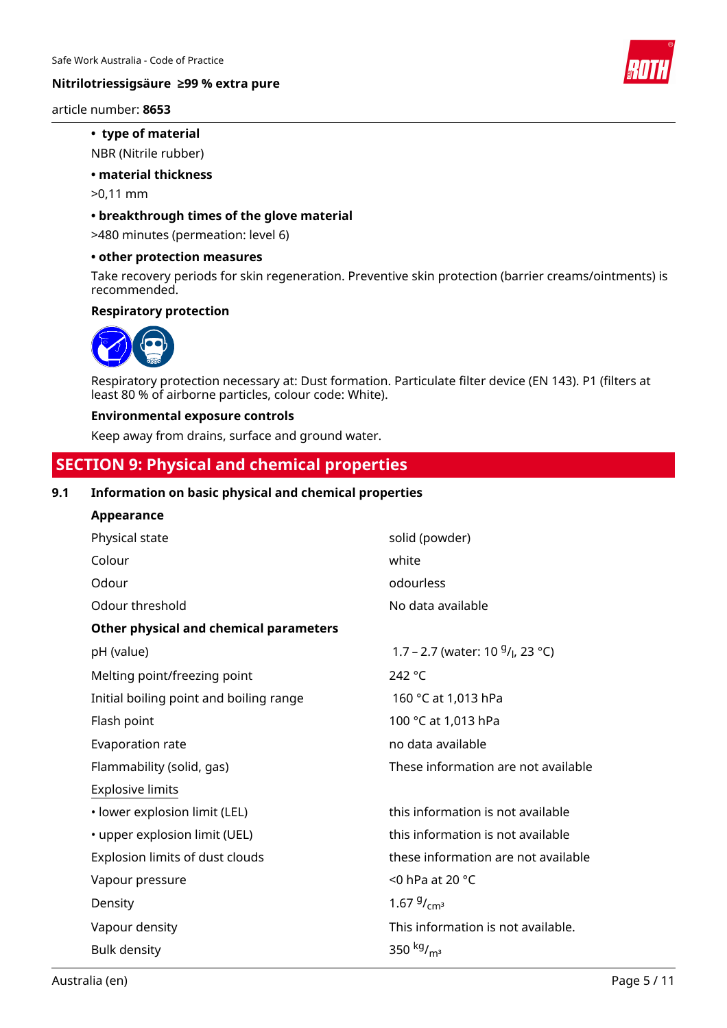- **type of material**

NBR (Nitrile rubber)

- **material thickness**

>0,11 mm

- **breakthrough times of the glove material**

>480 minutes (permeation: level 6)

- **other protection measures**

Take recovery periods for skin regeneration. Preventive skin protection (barrier creams/ointments) is recommended.

**Respiratory protection**

Respiratory protection necessary at: Dust formation. Particulate filter device (EN 143). P1 (filters at least 80 % of airborne particles, colour code: White).

**Environmental exposure controls**

Keep away from drains, surface and ground water.

## SECTION 9: Physical and chemical properties

### 9.1 Information on basic physical and chemical properties

**Appearance**

| | |
|---|---|
| Physical state | solid (powder) |
| Colour | white |
| Odour | odourless |
| Odour threshold | No data available |

**Other physical and chemical parameters**

| | |
|---|---|
| pH (value) | 1.7 – 2.7 (water: 10 $^{g}/_{l}$, 23 °C) |
| Melting point/freezing point | 242 °C |
| Initial boiling point and boiling range | 160 °C at 1,013 hPa |
| Flash point | 100 °C at 1,013 hPa |
| Evaporation rate | no data available |
| Flammability (solid, gas) | These information are not available |
| Explosive limits | |
| • lower explosion limit (LEL) | this information is not available |
| • upper explosion limit (UEL) | this information is not available |
| Explosion limits of dust clouds | these information are not available |
| Vapour pressure | <0 hPa at 20 °C |
| Density | 1.67 $^{g}/_{cm^3}$ |
| Vapour density | This information is not available. |
| Bulk density | 350 $^{kg}/_{m^3}$ |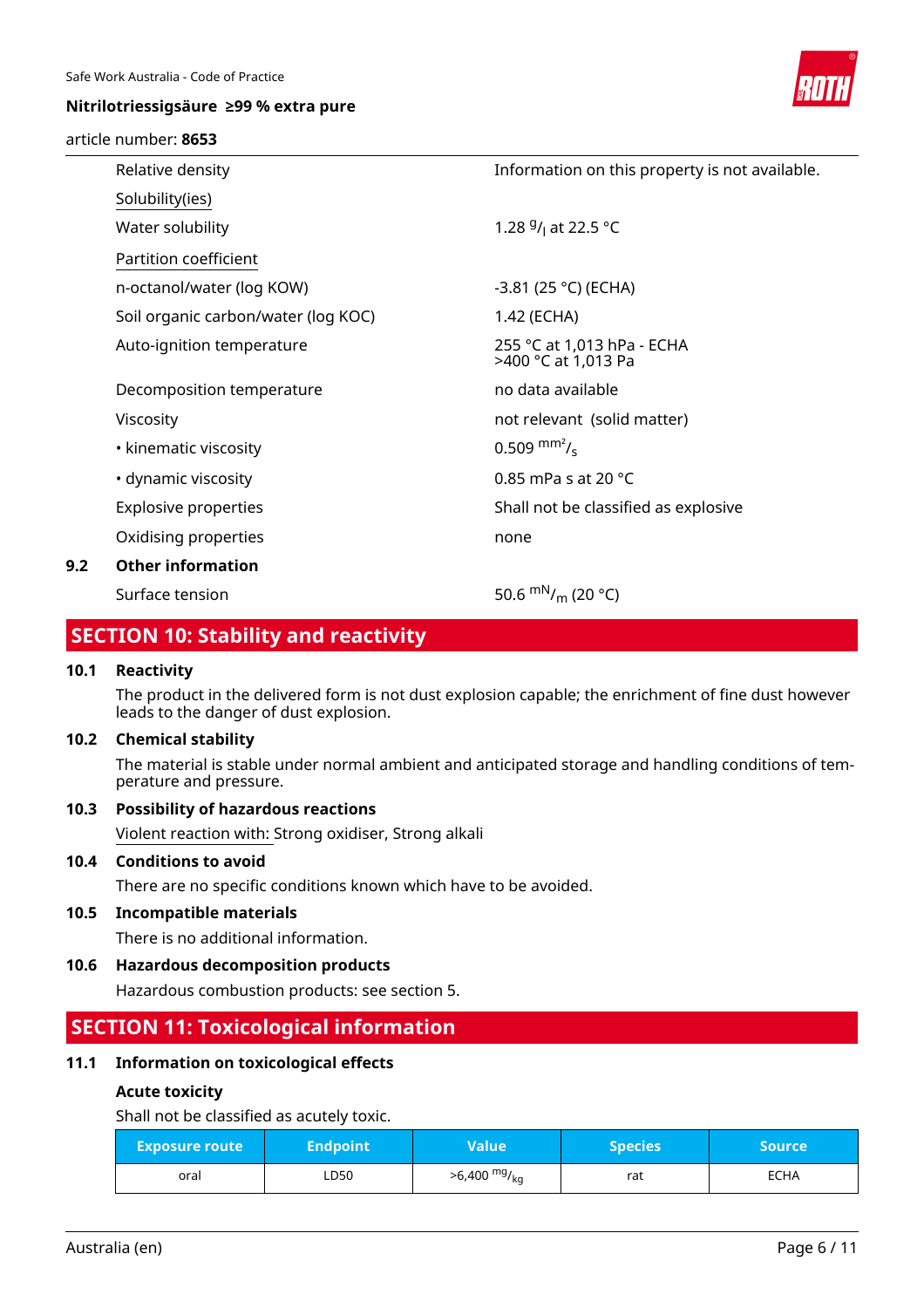| | |
|---|---|
| Relative density | Information on this property is not available. |
| Solubility(ies) | |
| Water solubility | 1.28 $^{g}/_{l}$ at 22.5 °C |
| Partition coefficient | |
| n-octanol/water (log KOW) | -3.81 (25 °C) (ECHA) |
| Soil organic carbon/water (log KOC) | 1.42 (ECHA) |
| Auto-ignition temperature | 255 °C at 1,013 hPa - ECHA<br>>400 °C at 1,013 Pa |
| Decomposition temperature | no data available |
| Viscosity | not relevant (solid matter) |
| • kinematic viscosity | 0.509 $^{mm^2}/_{s}$ |
| • dynamic viscosity | 0.85 mPa s at 20 °C |
| Explosive properties | Shall not be classified as explosive |
| Oxidising properties | none |

**9.2 Other information**

| | |
|---|---|
| Surface tension | 50.6 $^{mN}/_{m}$ (20 °C) |

## SECTION 10: Stability and reactivity

### 10.1 Reactivity

The product in the delivered form is not dust explosion capable; the enrichment of fine dust however leads to the danger of dust explosion.

### 10.2 Chemical stability

The material is stable under normal ambient and anticipated storage and handling conditions of temperature and pressure.

### 10.3 Possibility of hazardous reactions

Violent reaction with: Strong oxidiser, Strong alkali

### 10.4 Conditions to avoid

There are no specific conditions known which have to be avoided.

### 10.5 Incompatible materials

There is no additional information.

### 10.6 Hazardous decomposition products

Hazardous combustion products: see section 5.

## SECTION 11: Toxicological information

### 11.1 Information on toxicological effects

**Acute toxicity**

Shall not be classified as acutely toxic.

| Exposure route | Endpoint | Value | Species | Source |
|---|---|---|---|---|
| oral | LD50 | >6,400 $^{mg}/_{kg}$ | rat | ECHA |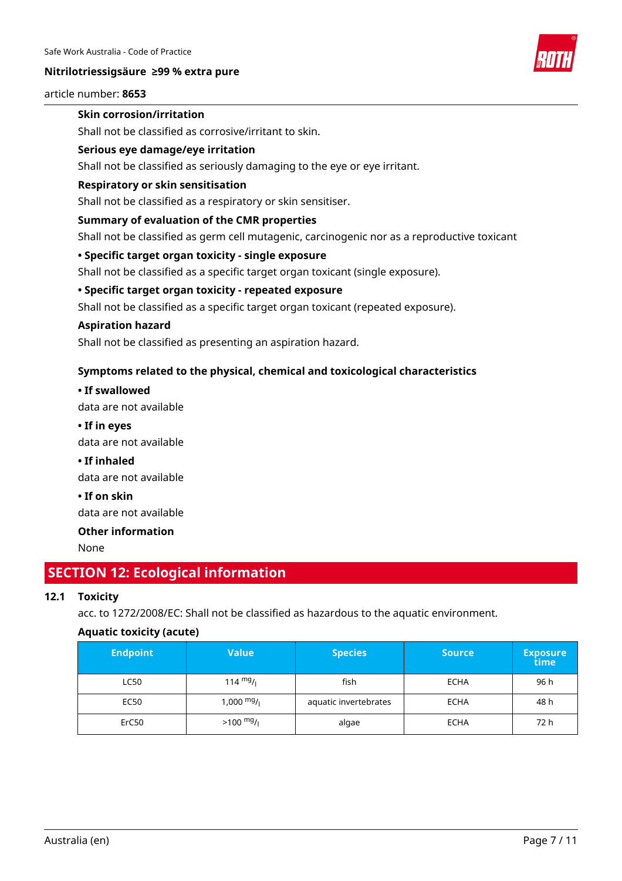**Skin corrosion/irritation**

Shall not be classified as corrosive/irritant to skin.

**Serious eye damage/eye irritation**

Shall not be classified as seriously damaging to the eye or eye irritant.

**Respiratory or skin sensitisation**

Shall not be classified as a respiratory or skin sensitiser.

**Summary of evaluation of the CMR properties**

Shall not be classified as germ cell mutagenic, carcinogenic nor as a reproductive toxicant

**• Specific target organ toxicity - single exposure**

Shall not be classified as a specific target organ toxicant (single exposure).

**• Specific target organ toxicity - repeated exposure**

Shall not be classified as a specific target organ toxicant (repeated exposure).

**Aspiration hazard**

Shall not be classified as presenting an aspiration hazard.

**Symptoms related to the physical, chemical and toxicological characteristics**

**• If swallowed**

data are not available

**• If in eyes**

data are not available

**• If inhaled**

data are not available

**• If on skin**

data are not available

**Other information**

None

## SECTION 12: Ecological information

### 12.1 Toxicity

acc. to 1272/2008/EC: Shall not be classified as hazardous to the aquatic environment.

**Aquatic toxicity (acute)**

| Endpoint | Value | Species | Source | Exposure time |
|---|---|---|---|---|
| LC50 | 114 mg/l | fish | ECHA | 96 h |
| EC50 | 1,000 mg/l | aquatic invertebrates | ECHA | 48 h |
| ErC50 | >100 mg/l | algae | ECHA | 72 h |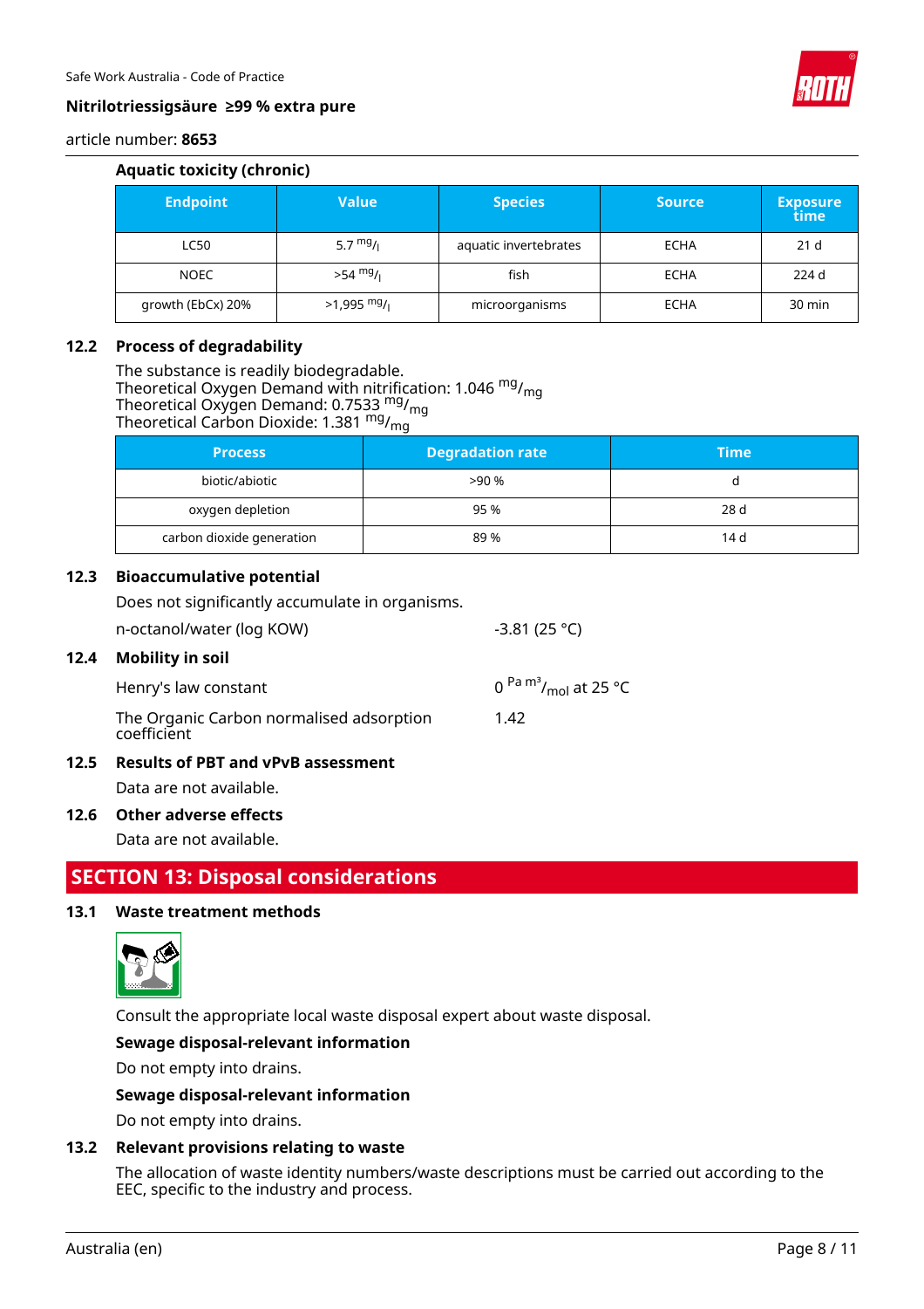### Aquatic toxicity (chronic)

| Endpoint | Value | Species | Source | Exposure time |
|---|---|---|---|---|
| LC50 | 5.7 $^{mg}/_{l}$ | aquatic invertebrates | ECHA | 21 d |
| NOEC | >54 $^{mg}/_{l}$ | fish | ECHA | 224 d |
| growth (EbCx) 20% | >1,995 $^{mg}/_{l}$ | microorganisms | ECHA | 30 min |

## 12.2 Process of degradability

The substance is readily biodegradable.
Theoretical Oxygen Demand with nitrification: 1.046 $^{mg}/_{mg}$
Theoretical Oxygen Demand: 0.7533 $^{mg}/_{mg}$
Theoretical Carbon Dioxide: 1.381 $^{mg}/_{mg}$

| Process | Degradation rate | Time |
|---|---|---|
| biotic/abiotic | >90 % | d |
| oxygen depletion | 95 % | 28 d |
| carbon dioxide generation | 89 % | 14 d |

## 12.3 Bioaccumulative potential

Does not significantly accumulate in organisms.

n-octanol/water (log KOW) -3.81 (25 °C)

## 12.4 Mobility in soil

Henry's law constant $0\ ^{Pa\ m^3}/_{mol}$ at 25 °C

The Organic Carbon normalised adsorption coefficient 1.42

## 12.5 Results of PBT and vPvB assessment

Data are not available.

## 12.6 Other adverse effects

Data are not available.

# SECTION 13: Disposal considerations

## 13.1 Waste treatment methods

Consult the appropriate local waste disposal expert about waste disposal.

**Sewage disposal-relevant information**

Do not empty into drains.

**Sewage disposal-relevant information**

Do not empty into drains.

## 13.2 Relevant provisions relating to waste

The allocation of waste identity numbers/waste descriptions must be carried out according to the EEC, specific to the industry and process.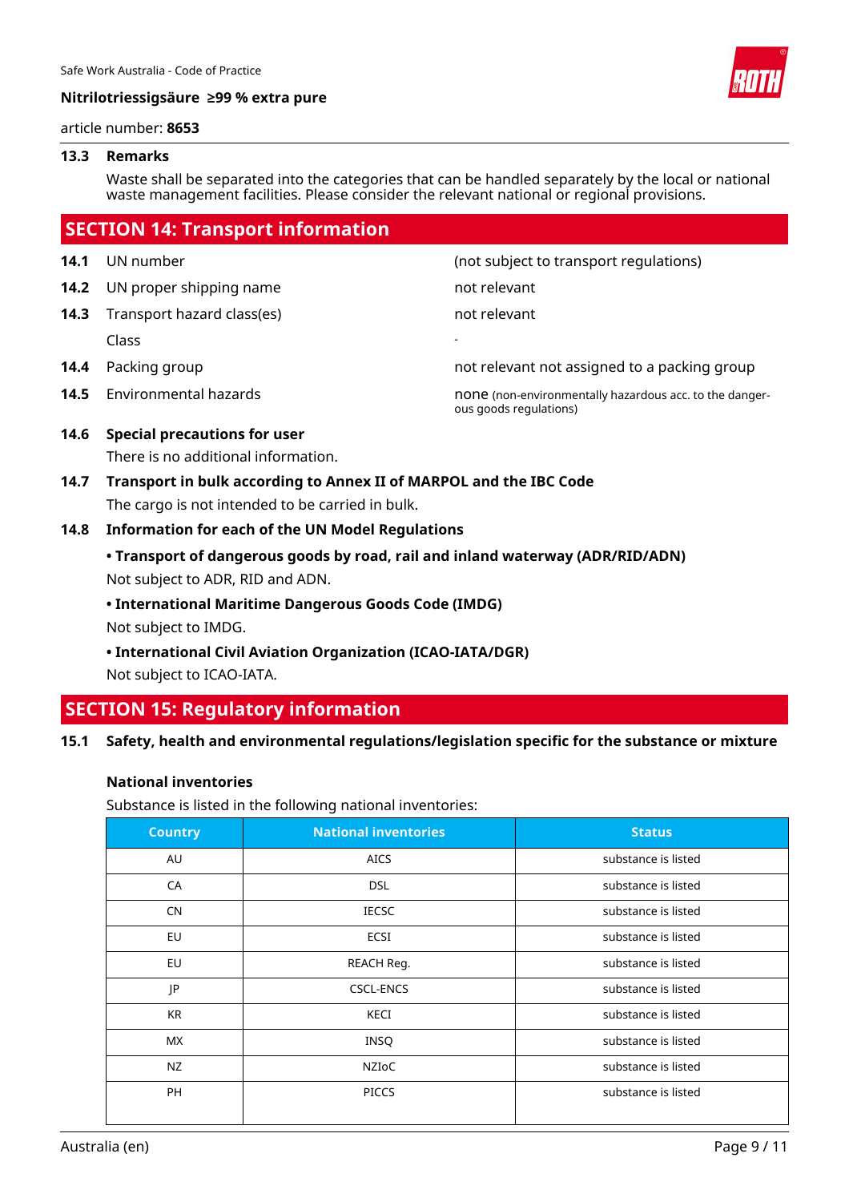### 13.3 Remarks

Waste shall be separated into the categories that can be handled separately by the local or national waste management facilities. Please consider the relevant national or regional provisions.

## SECTION 14: Transport information

| | | |
|---|---|---|
| **14.1** | UN number | (not subject to transport regulations) |
| **14.2** | UN proper shipping name | not relevant |
| **14.3** | Transport hazard class(es) | not relevant |
| | Class | - |
| **14.4** | Packing group | not relevant not assigned to a packing group |
| **14.5** | Environmental hazards | none (non-environmentally hazardous acc. to the dangerous goods regulations) |

### 14.6 Special precautions for user

There is no additional information.

### 14.7 Transport in bulk according to Annex II of MARPOL and the IBC Code

The cargo is not intended to be carried in bulk.

### 14.8 Information for each of the UN Model Regulations

**• Transport of dangerous goods by road, rail and inland waterway (ADR/RID/ADN)**

Not subject to ADR, RID and ADN.

**• International Maritime Dangerous Goods Code (IMDG)**

Not subject to IMDG.

**• International Civil Aviation Organization (ICAO-IATA/DGR)**

Not subject to ICAO-IATA.

## SECTION 15: Regulatory information

### 15.1 Safety, health and environmental regulations/legislation specific for the substance or mixture

**National inventories**

Substance is listed in the following national inventories:

| Country | National inventories | Status |
|---|---|---|
| AU | AICS | substance is listed |
| CA | DSL | substance is listed |
| CN | IECSC | substance is listed |
| EU | ECSI | substance is listed |
| EU | REACH Reg. | substance is listed |
| JP | CSCL-ENCS | substance is listed |
| KR | KECI | substance is listed |
| MX | INSQ | substance is listed |
| NZ | NZIoC | substance is listed |
| PH | PICCS | substance is listed |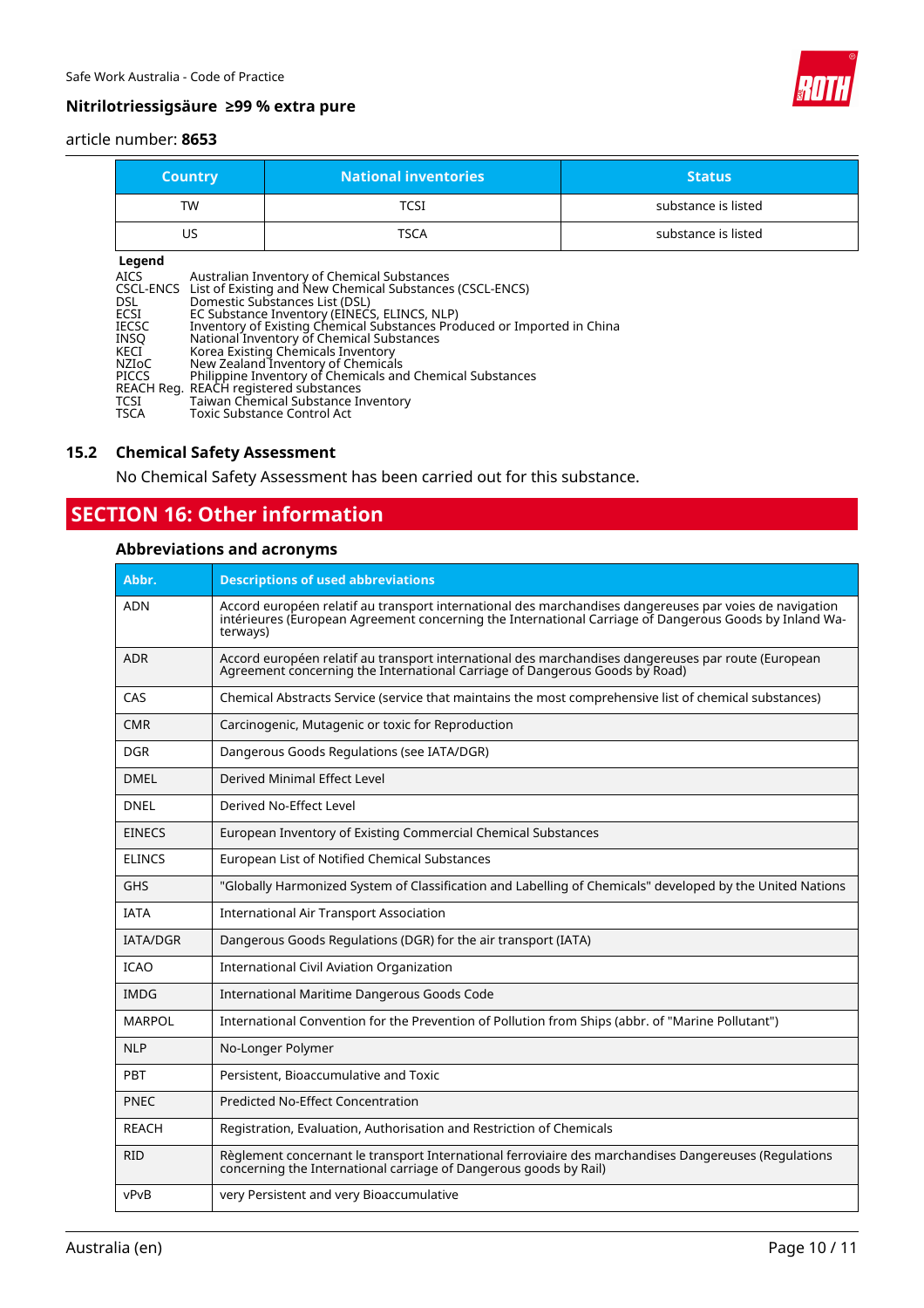| Country | National inventories | Status |
|---|---|---|
| TW | TCSI | substance is listed |
| US | TSCA | substance is listed |

**Legend**

| | |
|---|---|
| AICS | Australian Inventory of Chemical Substances |
| CSCL-ENCS | List of Existing and New Chemical Substances (CSCL-ENCS) |
| DSL | Domestic Substances List (DSL) |
| ECSI | EC Substance Inventory (EINECS, ELINCS, NLP) |
| IECSC | Inventory of Existing Chemical Substances Produced or Imported in China |
| INSQ | National Inventory of Chemical Substances |
| KECI | Korea Existing Chemicals Inventory |
| NZIoC | New Zealand Inventory of Chemicals |
| PICCS | Philippine Inventory of Chemicals and Chemical Substances |
| REACH Reg. | REACH registered substances |
| TCSI | Taiwan Chemical Substance Inventory |
| TSCA | Toxic Substance Control Act |

## 15.2 Chemical Safety Assessment

No Chemical Safety Assessment has been carried out for this substance.

# SECTION 16: Other information

### Abbreviations and acronyms

| Abbr. | Descriptions of used abbreviations |
|---|---|
| ADN | Accord européen relatif au transport international des marchandises dangereuses par voies de navigation intérieures (European Agreement concerning the International Carriage of Dangerous Goods by Inland Waterways) |
| ADR | Accord européen relatif au transport international des marchandises dangereuses par route (European Agreement concerning the International Carriage of Dangerous Goods by Road) |
| CAS | Chemical Abstracts Service (service that maintains the most comprehensive list of chemical substances) |
| CMR | Carcinogenic, Mutagenic or toxic for Reproduction |
| DGR | Dangerous Goods Regulations (see IATA/DGR) |
| DMEL | Derived Minimal Effect Level |
| DNEL | Derived No-Effect Level |
| EINECS | European Inventory of Existing Commercial Chemical Substances |
| ELINCS | European List of Notified Chemical Substances |
| GHS | "Globally Harmonized System of Classification and Labelling of Chemicals" developed by the United Nations |
| IATA | International Air Transport Association |
| IATA/DGR | Dangerous Goods Regulations (DGR) for the air transport (IATA) |
| ICAO | International Civil Aviation Organization |
| IMDG | International Maritime Dangerous Goods Code |
| MARPOL | International Convention for the Prevention of Pollution from Ships (abbr. of "Marine Pollutant") |
| NLP | No-Longer Polymer |
| PBT | Persistent, Bioaccumulative and Toxic |
| PNEC | Predicted No-Effect Concentration |
| REACH | Registration, Evaluation, Authorisation and Restriction of Chemicals |
| RID | Règlement concernant le transport International ferroviaire des marchandises Dangereuses (Regulations concerning the International carriage of Dangerous goods by Rail) |
| vPvB | very Persistent and very Bioaccumulative |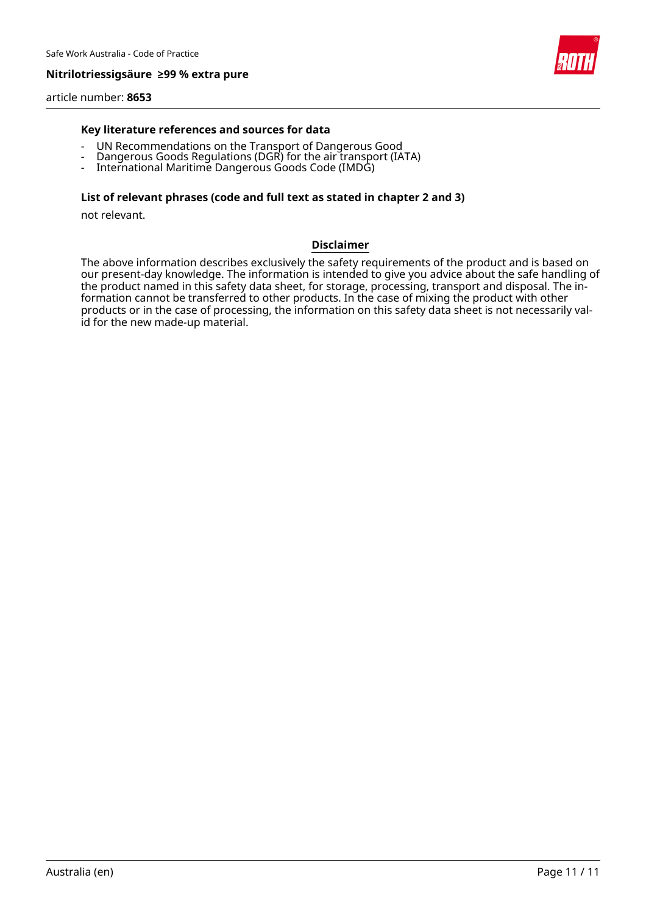### Key literature references and sources for data

- UN Recommendations on the Transport of Dangerous Good
- Dangerous Goods Regulations (DGR) for the air transport (IATA)
- International Maritime Dangerous Goods Code (IMDG)

### List of relevant phrases (code and full text as stated in chapter 2 and 3)

not relevant.

### Disclaimer

The above information describes exclusively the safety requirements of the product and is based on our present-day knowledge. The information is intended to give you advice about the safe handling of the product named in this safety data sheet, for storage, processing, transport and disposal. The information cannot be transferred to other products. In the case of mixing the product with other products or in the case of processing, the information on this safety data sheet is not necessarily valid for the new made-up material.